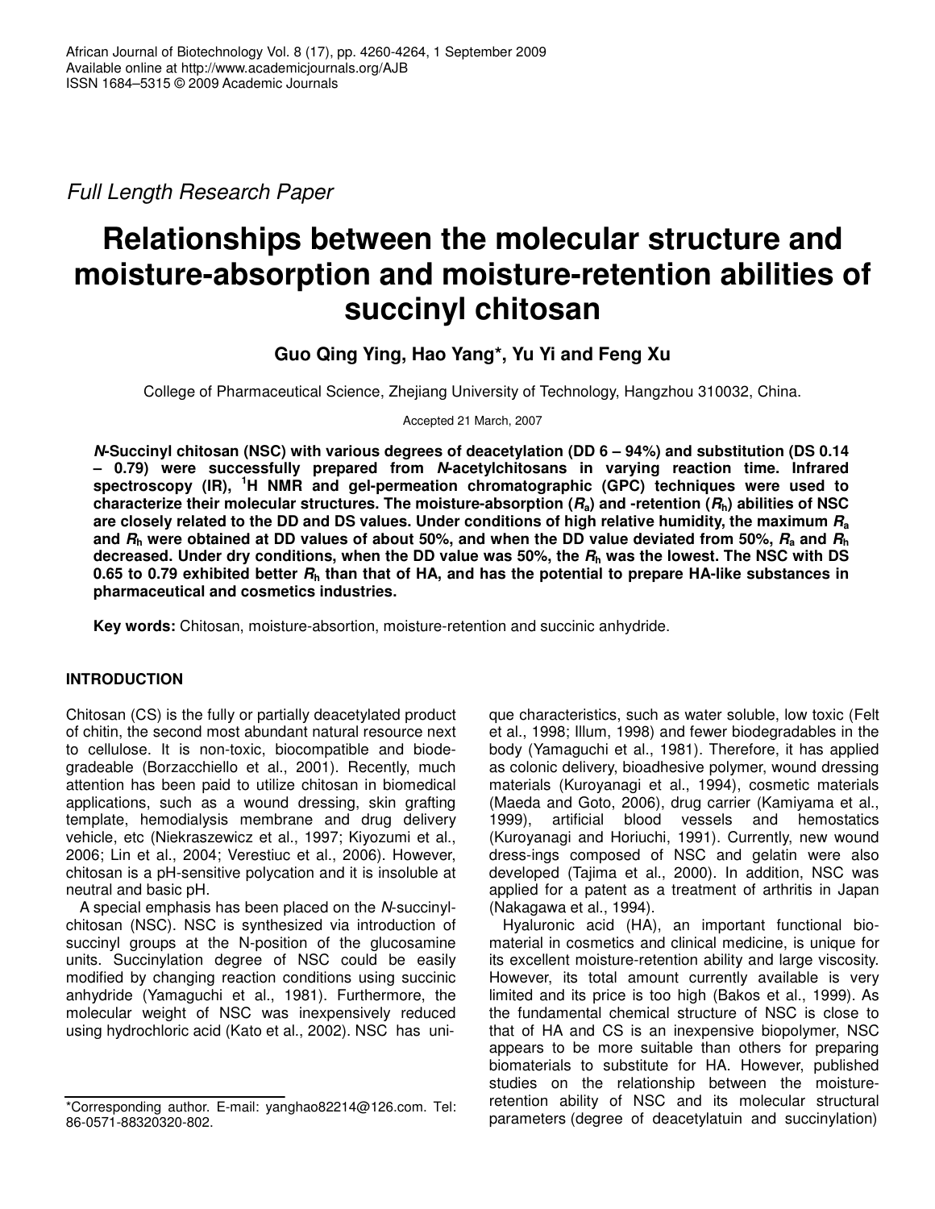*Full Length Research Paper*

# Relationships between the molecular structure and moisture-absorption and moisture-retention abilities of succinyl chitosan

**Guo Qing Ying, Hao Yang*, Yu Yi and Feng Xu**

College of Pharmaceutical Science, Zhejiang University of Technology, Hangzhou 310032, China.

Accepted 21 March, 2007

***N*-Succinyl chitosan (NSC) with various degrees of deacetylation (DD 6 – 94%) and substitution (DS 0.14 – 0.79) were successfully prepared from *N*-acetylchitosans in varying reaction time. Infrared spectroscopy (IR), [1]H NMR and gel-permeation chromatographic (GPC) techniques were used to characterize their molecular structures. The moisture-absorption ($R_a$) and -retention ($R_h$) abilities of NSC are closely related to the DD and DS values. Under conditions of high relative humidity, the maximum $R_a$ and $R_h$ were obtained at DD values of about 50%, and when the DD value deviated from 50%, $R_a$ and $R_h$ decreased. Under dry conditions, when the DD value was 50%, the $R_h$ was the lowest. The NSC with DS 0.65 to 0.79 exhibited better $R_h$ than that of HA, and has the potential to prepare HA-like substances in pharmaceutical and cosmetics industries.**

**Key words:** Chitosan, moisture-absortion, moisture-retention and succinic anhydride.

## INTRODUCTION

Chitosan (CS) is the fully or partially deacetylated product of chitin, the second most abundant natural resource next to cellulose. It is non-toxic, biocompatible and biodegradeable (Borzacchiello et al., 2001). Recently, much attention has been paid to utilize chitosan in biomedical applications, such as a wound dressing, skin grafting template, hemodialysis membrane and drug delivery vehicle, etc (Niekraszewicz et al., 1997; Kiyozumi et al., 2006; Lin et al., 2004; Verestiuc et al., 2006). However, chitosan is a pH-sensitive polycation and it is insoluble at neutral and basic pH.

A special emphasis has been placed on the *N*-succinylchitosan (NSC). NSC is synthesized via introduction of succinyl groups at the N-position of the glucosamine units. Succinylation degree of NSC could be easily modified by changing reaction conditions using succinic anhydride (Yamaguchi et al., 1981). Furthermore, the molecular weight of NSC was inexpensively reduced using hydrochloric acid (Kato et al., 2002). NSC has unique characteristics, such as water soluble, low toxic (Felt et al., 1998; Illum, 1998) and fewer biodegradables in the body (Yamaguchi et al., 1981). Therefore, it has applied as colonic delivery, bioadhesive polymer, wound dressing materials (Kuroyanagi et al., 1994), cosmetic materials (Maeda and Goto, 2006), drug carrier (Kamiyama et al., 1999), artificial blood vessels and hemostatics (Kuroyanagi and Horiuchi, 1991). Currently, new wound dress-ings composed of NSC and gelatin were also developed (Tajima et al., 2000). In addition, NSC was applied for a patent as a treatment of arthritis in Japan (Nakagawa et al., 1994).

Hyaluronic acid (HA), an important functional biomaterial in cosmetics and clinical medicine, is unique for its excellent moisture-retention ability and large viscosity. However, its total amount currently available is very limited and its price is too high (Bakos et al., 1999). As the fundamental chemical structure of NSC is close to that of HA and CS is an inexpensive biopolymer, NSC appears to be more suitable than others for preparing biomaterials to substitute for HA. However, published studies on the relationship between the moisture-retention ability of NSC and its molecular structural parameters (degree of deacetylatuin and succinylation)

*Corresponding author. E-mail: yanghao82214@126.com. Tel: 86-0571-88320320-802.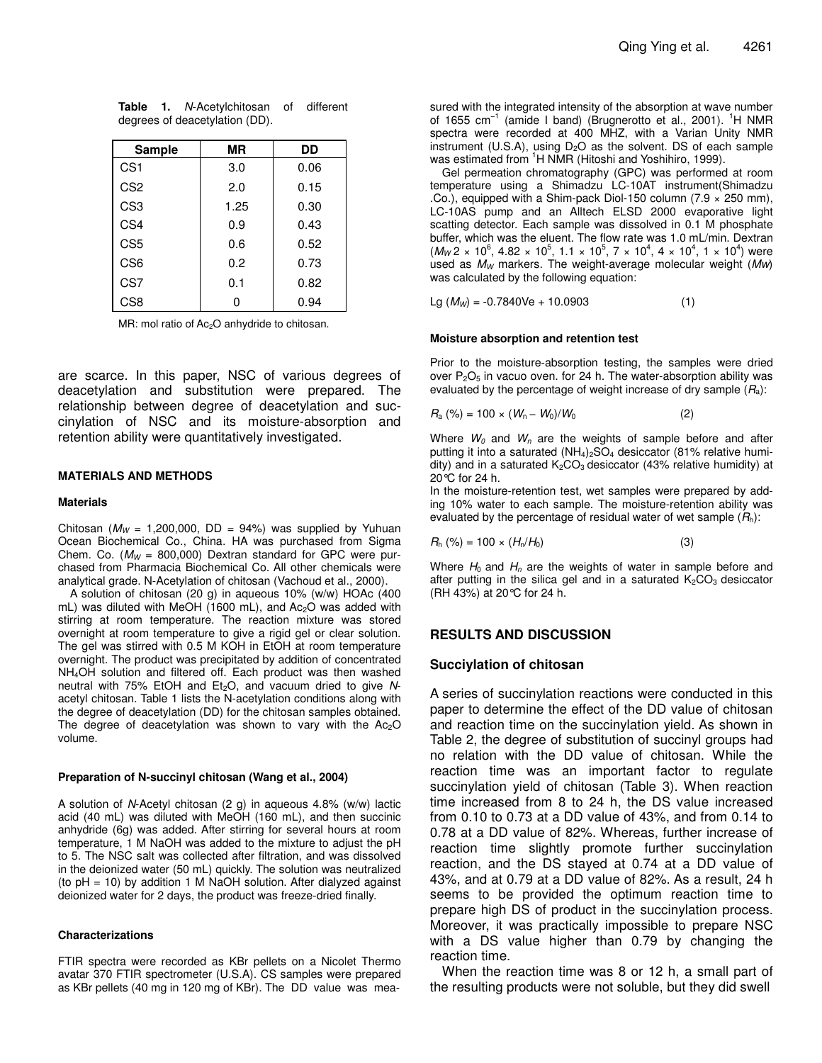**Table 1.** *N*-Acetylchitosan of different degrees of deacetylation (DD).

| Sample | MR | DD |
|---|---|---|
| CS1 | 3.0 | 0.06 |
| CS2 | 2.0 | 0.15 |
| CS3 | 1.25 | 0.30 |
| CS4 | 0.9 | 0.43 |
| CS5 | 0.6 | 0.52 |
| CS6 | 0.2 | 0.73 |
| CS7 | 0.1 | 0.82 |
| CS8 | 0 | 0.94 |

MR: mol ratio of $Ac_2O$ anhydride to chitosan.

are scarce. In this paper, NSC of various degrees of deacetylation and substitution were prepared. The relationship between degree of deacetylation and succinylation of NSC and its moisture-absorption and retention ability were quantitatively investigated.

## MATERIALS AND METHODS

### Materials

Chitosan ($M_W$ = 1,200,000, DD = 94%) was supplied by Yuhuan Ocean Biochemical Co., China. HA was purchased from Sigma Chem. Co. ($M_W$ = 800,000) Dextran standard for GPC were purchased from Pharmacia Biochemical Co. All other chemicals were analytical grade. N-Acetylation of chitosan (Vachoud et al., 2000).

A solution of chitosan (20 g) in aqueous 10% (w/w) HOAc (400 mL) was diluted with MeOH (1600 mL), and $Ac_2O$ was added with stirring at room temperature. The reaction mixture was stored overnight at room temperature to give a rigid gel or clear solution. The gel was stirred with 0.5 M KOH in EtOH at room temperature overnight. The product was precipitated by addition of concentrated $NH_4OH$ solution and filtered off. Each product was then washed neutral with 75% EtOH and $Et_2O$, and vacuum dried to give *N*-acetyl chitosan. Table 1 lists the N-acetylation conditions along with the degree of deacetylation (DD) for the chitosan samples obtained. The degree of deacetylation was shown to vary with the $Ac_2O$ volume.

### Preparation of N-succinyl chitosan (Wang et al., 2004)

A solution of *N*-Acetyl chitosan (2 g) in aqueous 4.8% (w/w) lactic acid (40 mL) was diluted with MeOH (160 mL), and then succinic anhydride (6g) was added. After stirring for several hours at room temperature, 1 M NaOH was added to the mixture to adjust the pH to 5. The NSC salt was collected after filtration, and was dissolved in the deionized water (50 mL) quickly. The solution was neutralized (to pH = 10) by addition 1 M NaOH solution. After dialyzed against deionized water for 2 days, the product was freeze-dried finally.

### Characterizations

FTIR spectra were recorded as KBr pellets on a Nicolet Thermo avatar 370 FTIR spectrometer (U.S.A). CS samples were prepared as KBr pellets (40 mg in 120 mg of KBr). The DD value was measured with the integrated intensity of the absorption at wave number of 1655 $cm^{-1}$ (amide I band) (Brugnerotto et al., 2001). $^1H$ NMR spectra were recorded at 400 MHZ, with a Varian Unity NMR instrument (U.S.A), using $D_2O$ as the solvent. DS of each sample was estimated from $^1H$ NMR (Hitoshi and Yoshihiro, 1999).

Gel permeation chromatography (GPC) was performed at room temperature using a Shimadzu LC-10AT instrument(Shimadzu .Co.), equipped with a Shim-pack Diol-150 column (7.9 × 250 mm), LC-10AS pump and an Alltech ELSD 2000 evaporative light scattering detector. Each sample was dissolved in 0.1 M phosphate buffer, which was the eluent. The flow rate was 1.0 mL/min. Dextran ($M_W$ 2 × $10^6$, 4.82 × $10^5$, 1.1 × $10^5$, 7 × $10^4$, 4 × $10^4$, 1 × $10^4$) were used as $M_W$ markers. The weight-average molecular weight ($Mw$) was calculated by the following equation:

$$\text{Lg}\ (M_W) = -0.7840\text{Ve} + 10.0903 \qquad (1)$$

### Moisture absorption and retention test

Prior to the moisture-absorption testing, the samples were dried over $P_2O_5$ in vacuo oven. for 24 h. The water-absorption ability was evaluated by the percentage of weight increase of dry sample ($R_a$):

$$R_a\ (\%) = 100 \times (W_n - W_0)/W_0 \qquad (2)$$

Where $W_0$ and $W_n$ are the weights of sample before and after putting it into a saturated $(NH_4)_2SO_4$ desiccator (81% relative humidity) and in a saturated $K_2CO_3$ desiccator (43% relative humidity) at 20℃ for 24 h.

In the moisture-retention test, wet samples were prepared by adding 10% water to each sample. The moisture-retention ability was evaluated by the percentage of residual water of wet sample ($R_h$):

$$R_h\ (\%) = 100 \times (H_n/H_0) \qquad (3)$$

Where $H_0$ and $H_n$ are the weights of water in sample before and after putting in the silica gel and in a saturated $K_2CO_3$ desiccator (RH 43%) at 20℃ for 24 h.

## RESULTS AND DISCUSSION

### Succiylation of chitosan

A series of succinylation reactions were conducted in this paper to determine the effect of the DD value of chitosan and reaction time on the succinylation yield. As shown in Table 2, the degree of substitution of succinyl groups had no relation with the DD value of chitosan. While the reaction time was an important factor to regulate succinylation yield of chitosan (Table 3). When reaction time increased from 8 to 24 h, the DS value increased from 0.10 to 0.73 at a DD value of 43%, and from 0.14 to 0.78 at a DD value of 82%. Whereas, further increase of reaction time slightly promote further succinylation reaction, and the DS stayed at 0.74 at a DD value of 43%, and at 0.79 at a DD value of 82%. As a result, 24 h seems to be provided the optimum reaction time to prepare high DS of product in the succinylation process. Moreover, it was practically impossible to prepare NSC with a DS value higher than 0.79 by changing the reaction time.

When the reaction time was 8 or 12 h, a small part of the resulting products were not soluble, but they did swell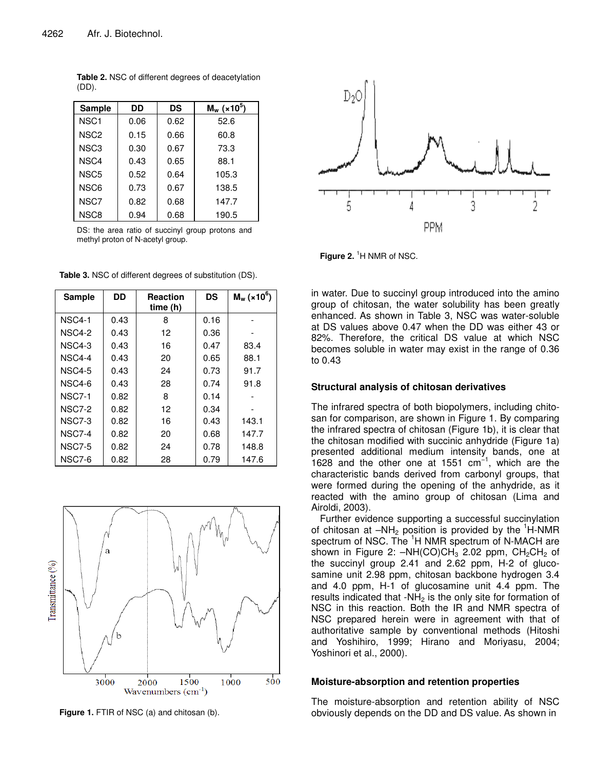**Table 2.** NSC of different degrees of deacetylation (DD).

| Sample | DD | DS | $M_w$ (×$10^5$) |
|---|---|---|---|
| NSC1 | 0.06 | 0.62 | 52.6 |
| NSC2 | 0.15 | 0.66 | 60.8 |
| NSC3 | 0.30 | 0.67 | 73.3 |
| NSC4 | 0.43 | 0.65 | 88.1 |
| NSC5 | 0.52 | 0.64 | 105.3 |
| NSC6 | 0.73 | 0.67 | 138.5 |
| NSC7 | 0.82 | 0.68 | 147.7 |
| NSC8 | 0.94 | 0.68 | 190.5 |

DS: the area ratio of succinyl group protons and methyl proton of N-acetyl group.

**Table 3.** NSC of different degrees of substitution (DS).

| Sample | DD | Reaction time (h) | DS | $M_w$ (×$10^6$) |
|---|---|---|---|---|
| NSC4-1 | 0.43 | 8 | 0.16 | - |
| NSC4-2 | 0.43 | 12 | 0.36 | - |
| NSC4-3 | 0.43 | 16 | 0.47 | 83.4 |
| NSC4-4 | 0.43 | 20 | 0.65 | 88.1 |
| NSC4-5 | 0.43 | 24 | 0.73 | 91.7 |
| NSC4-6 | 0.43 | 28 | 0.74 | 91.8 |
| NSC7-1 | 0.82 | 8 | 0.14 | - |
| NSC7-2 | 0.82 | 12 | 0.34 | - |
| NSC7-3 | 0.82 | 16 | 0.43 | 143.1 |
| NSC7-4 | 0.82 | 20 | 0.68 | 147.7 |
| NSC7-5 | 0.82 | 24 | 0.78 | 148.8 |
| NSC7-6 | 0.82 | 28 | 0.79 | 147.6 |

**Figure 1.** FTIR of NSC (a) and chitosan (b).

**Figure 2.** $^1$H NMR of NSC.

in water. Due to succinyl group introduced into the amino group of chitosan, the water solubility has been greatly enhanced. As shown in Table 3, NSC was water-soluble at DS values above 0.47 when the DD was either 43 or 82%. Therefore, the critical DS value at which NSC becomes soluble in water may exist in the range of 0.36 to 0.43

## Structural analysis of chitosan derivatives

The infrared spectra of both biopolymers, including chitosan for comparison, are shown in Figure 1. By comparing the infrared spectra of chitosan (Figure 1b), it is clear that the chitosan modified with succinic anhydride (Figure 1a) presented additional medium intensity bands, one at 1628 and the other one at 1551 cm$^{-1}$, which are the characteristic bands derived from carbonyl groups, that were formed during the opening of the anhydride, as it reacted with the amino group of chitosan (Lima and Airoldi, 2003).

Further evidence supporting a successful succinylation of chitosan at $-NH_2$ position is provided by the $^1$H-NMR spectrum of NSC. The $^1$H NMR spectrum of N-MACH are shown in Figure 2: $-NH(CO)CH_3$ 2.02 ppm, $CH_2CH_2$ of the succinyl group 2.41 and 2.62 ppm, H-2 of glucosamine unit 2.98 ppm, chitosan backbone hydrogen 3.4 and 4.0 ppm, H-1 of glucosamine unit 4.4 ppm. The results indicated that $-NH_2$ is the only site for formation of NSC in this reaction. Both the IR and NMR spectra of NSC prepared herein were in agreement with that of authoritative sample by conventional methods (Hitoshi and Yoshihiro, 1999; Hirano and Moriyasu, 2004; Yoshinori et al., 2000).

## Moisture-absorption and retention properties

The moisture-absorption and retention ability of NSC obviously depends on the DD and DS value. As shown in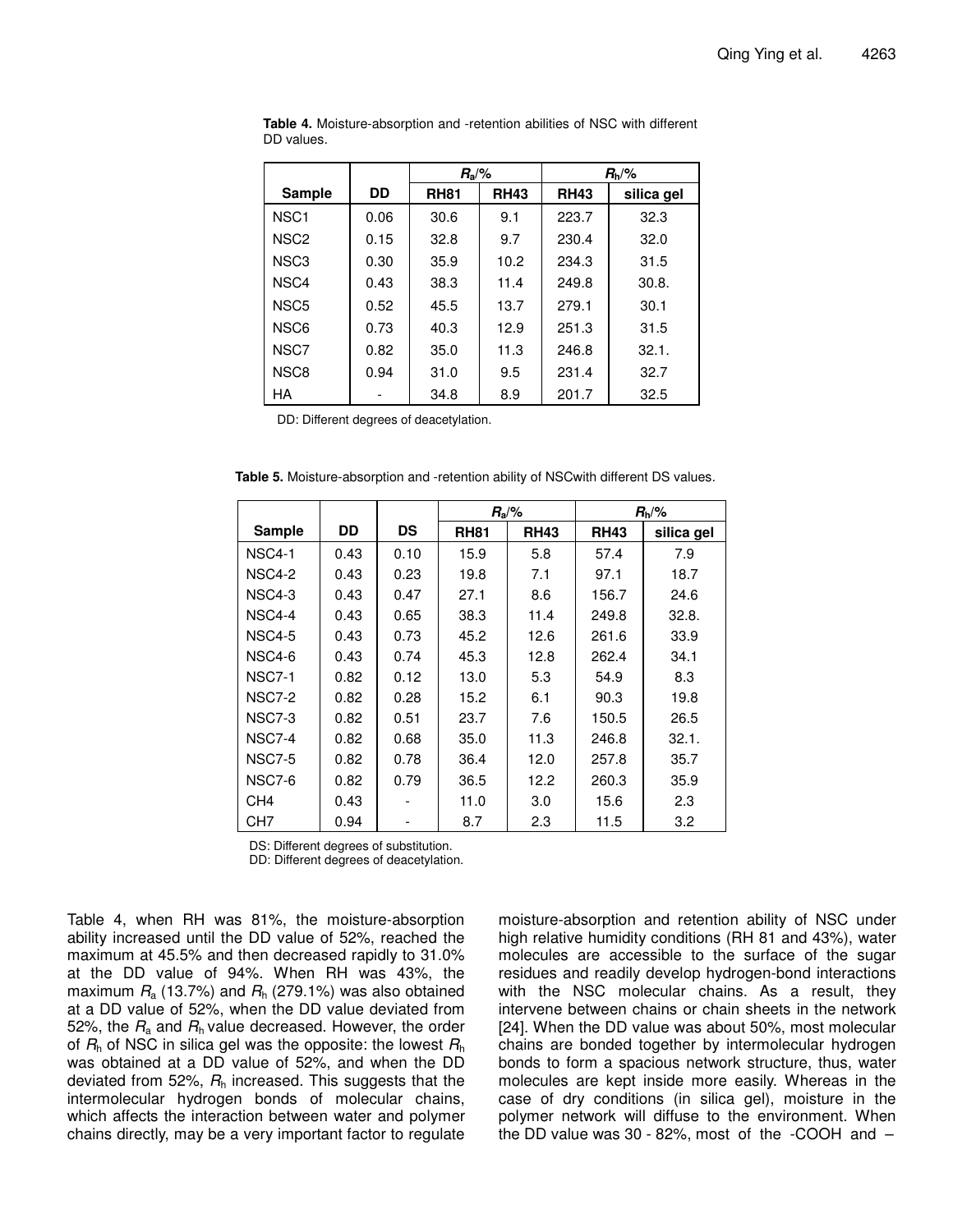**Table 4.** Moisture-absorption and -retention abilities of NSC with different DD values.

| Sample | DD | $R_a$/% | | $R_h$/% | |
|---|---|---|---|---|---|
| | | RH81 | RH43 | RH43 | silica gel |
| NSC1 | 0.06 | 30.6 | 9.1 | 223.7 | 32.3 |
| NSC2 | 0.15 | 32.8 | 9.7 | 230.4 | 32.0 |
| NSC3 | 0.30 | 35.9 | 10.2 | 234.3 | 31.5 |
| NSC4 | 0.43 | 38.3 | 11.4 | 249.8 | 30.8. |
| NSC5 | 0.52 | 45.5 | 13.7 | 279.1 | 30.1 |
| NSC6 | 0.73 | 40.3 | 12.9 | 251.3 | 31.5 |
| NSC7 | 0.82 | 35.0 | 11.3 | 246.8 | 32.1. |
| NSC8 | 0.94 | 31.0 | 9.5 | 231.4 | 32.7 |
| HA | - | 34.8 | 8.9 | 201.7 | 32.5 |

DD: Different degrees of deacetylation.

**Table 5.** Moisture-absorption and -retention ability of NSCwith different DS values.

| Sample | DD | DS | $R_a$/% | | $R_h$/% | |
|---|---|---|---|---|---|---|
| | | | RH81 | RH43 | RH43 | silica gel |
| NSC4-1 | 0.43 | 0.10 | 15.9 | 5.8 | 57.4 | 7.9 |
| NSC4-2 | 0.43 | 0.23 | 19.8 | 7.1 | 97.1 | 18.7 |
| NSC4-3 | 0.43 | 0.47 | 27.1 | 8.6 | 156.7 | 24.6 |
| NSC4-4 | 0.43 | 0.65 | 38.3 | 11.4 | 249.8 | 32.8. |
| NSC4-5 | 0.43 | 0.73 | 45.2 | 12.6 | 261.6 | 33.9 |
| NSC4-6 | 0.43 | 0.74 | 45.3 | 12.8 | 262.4 | 34.1 |
| NSC7-1 | 0.82 | 0.12 | 13.0 | 5.3 | 54.9 | 8.3 |
| NSC7-2 | 0.82 | 0.28 | 15.2 | 6.1 | 90.3 | 19.8 |
| NSC7-3 | 0.82 | 0.51 | 23.7 | 7.6 | 150.5 | 26.5 |
| NSC7-4 | 0.82 | 0.68 | 35.0 | 11.3 | 246.8 | 32.1. |
| NSC7-5 | 0.82 | 0.78 | 36.4 | 12.0 | 257.8 | 35.7 |
| NSC7-6 | 0.82 | 0.79 | 36.5 | 12.2 | 260.3 | 35.9 |
| CH4 | 0.43 | - | 11.0 | 3.0 | 15.6 | 2.3 |
| CH7 | 0.94 | - | 8.7 | 2.3 | 11.5 | 3.2 |

DS: Different degrees of substitution.
DD: Different degrees of deacetylation.

Table 4, when RH was 81%, the moisture-absorption ability increased until the DD value of 52%, reached the maximum at 45.5% and then decreased rapidly to 31.0% at the DD value of 94%. When RH was 43%, the maximum $R_a$ (13.7%) and $R_h$ (279.1%) was also obtained at a DD value of 52%, when the DD value deviated from 52%, the $R_a$ and $R_h$ value decreased. However, the order of $R_h$ of NSC in silica gel was the opposite: the lowest $R_h$ was obtained at a DD value of 52%, and when the DD deviated from 52%, $R_h$ increased. This suggests that the intermolecular hydrogen bonds of molecular chains, which affects the interaction between water and polymer chains directly, may be a very important factor to regulate moisture-absorption and retention ability of NSC under high relative humidity conditions (RH 81 and 43%), water molecules are accessible to the surface of the sugar residues and readily develop hydrogen-bond interactions with the NSC molecular chains. As a result, they intervene between chains or chain sheets in the network [24]. When the DD value was about 50%, most molecular chains are bonded together by intermolecular hydrogen bonds to form a spacious network structure, thus, water molecules are kept inside more easily. Whereas in the case of dry conditions (in silica gel), moisture in the polymer network will diffuse to the environment. When the DD value was 30 - 82%, most of the -COOH and –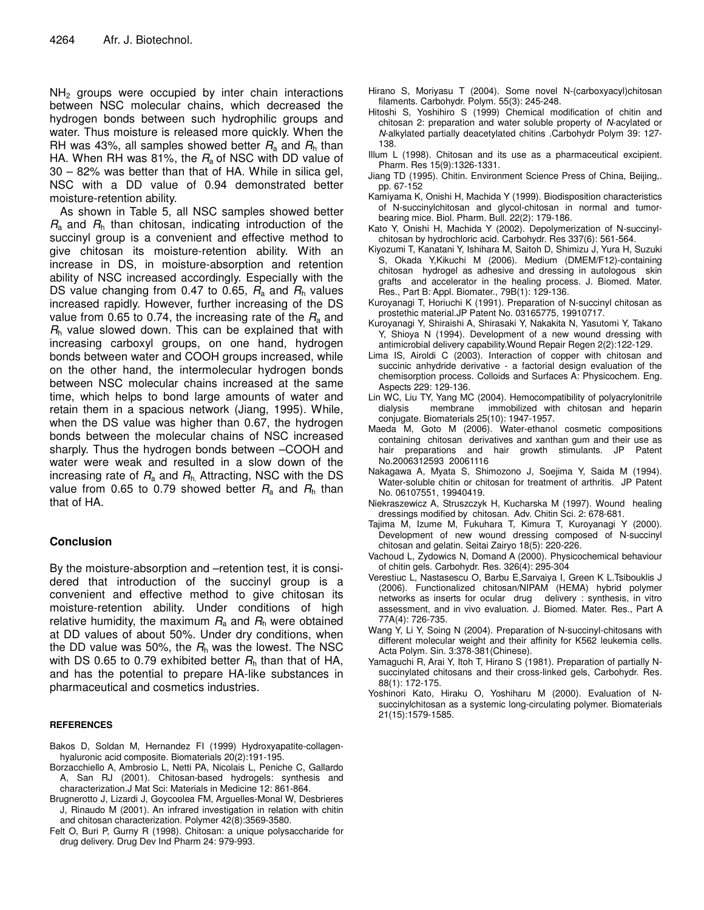$NH_2$ groups were occupied by inter chain interactions between NSC molecular chains, which decreased the hydrogen bonds between such hydrophilic groups and water. Thus moisture is released more quickly. When the RH was 43%, all samples showed better $R_a$ and $R_h$ than HA. When RH was 81%, the $R_a$ of NSC with DD value of 30 – 82% was better than that of HA. While in silica gel, NSC with a DD value of 0.94 demonstrated better moisture-retention ability.

As shown in Table 5, all NSC samples showed better $R_a$ and $R_h$ than chitosan, indicating introduction of the succinyl group is a convenient and effective method to give chitosan its moisture-retention ability. With an increase in DS, in moisture-absorption and retention ability of NSC increased accordingly. Especially with the DS value changing from 0.47 to 0.65, $R_a$ and $R_h$ values increased rapidly. However, further increasing of the DS value from 0.65 to 0.74, the increasing rate of the $R_a$ and $R_h$ value slowed down. This can be explained that with increasing carboxyl groups, on one hand, hydrogen bonds between water and COOH groups increased, while on the other hand, the intermolecular hydrogen bonds between NSC molecular chains increased at the same time, which helps to bond large amounts of water and retain them in a spacious network (Jiang, 1995). While, when the DS value was higher than 0.67, the hydrogen bonds between the molecular chains of NSC increased sharply. Thus the hydrogen bonds between –COOH and water were weak and resulted in a slow down of the increasing rate of $R_a$ and $R_h$. Attracting, NSC with the DS value from 0.65 to 0.79 showed better $R_a$ and $R_h$ than that of HA.

## Conclusion

By the moisture-absorption and –retention test, it is considered that introduction of the succinyl group is a convenient and effective method to give chitosan its moisture-retention ability. Under conditions of high relative humidity, the maximum $R_a$ and $R_h$ were obtained at DD values of about 50%. Under dry conditions, when the DD value was 50%, the $R_h$ was the lowest. The NSC with DS 0.65 to 0.79 exhibited better $R_h$ than that of HA, and has the potential to prepare HA-like substances in pharmaceutical and cosmetics industries.

## REFERENCES

Bakos D, Soldan M, Hernandez FI (1999) Hydroxyapatite-collagen-hyaluronic acid composite. Biomaterials 20(2):191-195.

Borzacchiello A, Ambrosio L, Netti PA, Nicolais L, Peniche C, Gallardo A, San RJ (2001). Chitosan-based hydrogels: synthesis and characterization.J Mat Sci: Materials in Medicine 12: 861-864.

Brugnerotto J, Lizardi J, Goycoolea FM, Arguelles-Monal W, Desbrieres J, Rinaudo M (2001). An infrared investigation in relation with chitin and chitosan characterization. Polymer 42(8):3569-3580.

Felt O, Buri P, Gurny R (1998). Chitosan: a unique polysaccharide for drug delivery. Drug Dev Ind Pharm 24: 979-993.

Hirano S, Moriyasu T (2004). Some novel N-(carboxyacyl)chitosan filaments. Carbohydr. Polym. 55(3): 245-248.

Hitoshi S, Yoshihiro S (1999) Chemical modification of chitin and chitosan 2: preparation and water soluble property of *N*-acylated or *N*-alkylated partially deacetylated chitins .Carbohydr Polym 39: 127-138.

Illum L (1998). Chitosan and its use as a pharmaceutical excipient. Pharm. Res 15(9):1326-1331.

Jiang TD (1995). Chitin. Environment Science Press of China, Beijing,. pp. 67-152

Kamiyama K, Onishi H, Machida Y (1999). Biodisposition characteristics of N-succinylchitosan and glycol-chitosan in normal and tumor-bearing mice. Biol. Pharm. Bull. 22(2): 179-186.

Kato Y, Onishi H, Machida Y (2002). Depolymerization of N-succinyl-chitosan by hydrochloric acid. Carbohydr. Res 337(6): 561-564.

Kiyozumi T, Kanatani Y, Ishihara M, Saitoh D, Shimizu J, Yura H, Suzuki S, Okada Y,Kikuchi M (2006). Medium (DMEM/F12)-containing chitosan hydrogel as adhesive and dressing in autologous skin grafts and accelerator in the healing process. J. Biomed. Mater. Res., Part B: Appl. Biomater., 79B(1): 129-136.

Kuroyanagi T, Horiuchi K (1991). Preparation of N-succinyl chitosan as prostethic material.JP Patent No. 03165775, 19910717.

Kuroyanagi Y, Shiraishi A, Shirasaki Y, Nakakita N, Yasutomi Y, Takano Y, Shioya N (1994). Development of a new wound dressing with antimicrobial delivery capability.Wound Repair Regen 2(2):122-129.

Lima IS, Airoldi C (2003). Interaction of copper with chitosan and succinic anhydride derivative - a factorial design evaluation of the chemisorption process. Colloids and Surfaces A: Physicochem. Eng. Aspects 229: 129-136.

Lin WC, Liu TY, Yang MC (2004). Hemocompatibility of polyacrylonitrile dialysis membrane immobilized with chitosan and heparin conjugate. Biomaterials 25(10): 1947-1957.

Maeda M, Goto M (2006). Water-ethanol cosmetic compositions containing chitosan derivatives and xanthan gum and their use as hair preparations and hair growth stimulants. JP Patent No.2006312593 20061116

Nakagawa A, Myata S, Shimozono J, Soejima Y, Saida M (1994). Water-soluble chitin or chitosan for treatment of arthritis. JP Patent No. 06107551, 19940419.

Niekraszewicz A, Struszczyk H, Kucharska M (1997). Wound healing dressings modified by chitosan. Adv. Chitin Sci. 2: 678-681.

Tajima M, Izume M, Fukuhara T, Kimura T, Kuroyanagi Y (2000). Development of new wound dressing composed of N-succinyl chitosan and gelatin. Seitai Zairyo 18(5): 220-226.

Vachoud L, Zydowics N, Domand A (2000). Physicochemical behaviour of chitin gels. Carbohydr. Res. 326(4): 295-304

Verestiuc L, Nastasescu O, Barbu E,Sarvaiya I, Green K L.Tsibouklis J (2006). Functionalized chitosan/NIPAM (HEMA) hybrid polymer networks as inserts for ocular drug delivery : synthesis, in vitro assessment, and in vivo evaluation. J. Biomed. Mater. Res., Part A 77A(4): 726-735.

Wang Y, Li Y, Soing N (2004). Preparation of N-succinyl-chitosans with different molecular weight and their affinity for K562 leukemia cells. Acta Polym. Sin. 3:378-381(Chinese).

Yamaguchi R, Arai Y, Itoh T, Hirano S (1981). Preparation of partially N-succinylated chitosans and their cross-linked gels, Carbohydr. Res. 88(1): 172-175.

Yoshinori Kato, Hiraku O, Yoshiharu M (2000). Evaluation of N-succinylchitosan as a systemic long-circulating polymer. Biomaterials 21(15):1579-1585.